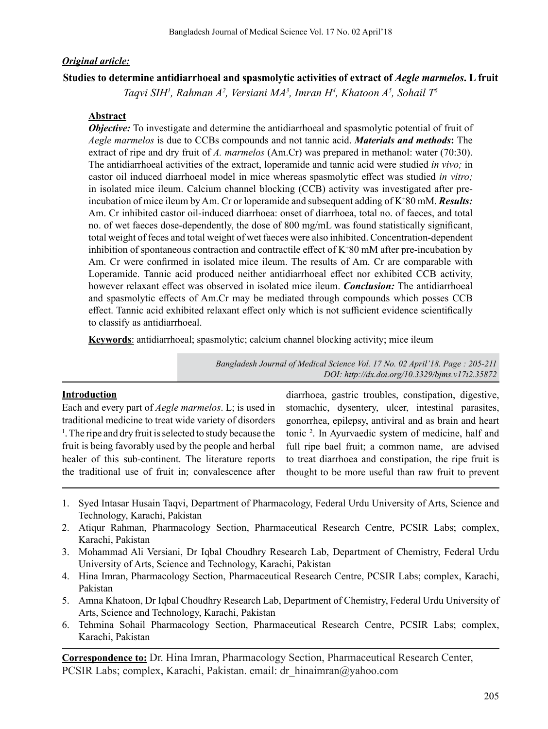***Original article:***

## Studies to determine antidiarrhoeal and spasmolytic activities of extract of *Aegle marmelos*. L fruit

*Taqvi SIH[1], Rahman A[2], Versiani MA[3], Imran H[4], Khatoon A[5], Sohail T[6]*

### Abstract

***Objective:*** To investigate and determine the antidiarrhoeal and spasmolytic potential of fruit of *Aegle marmelos* is due to CCBs compounds and not tannic acid. ***Materials and methods*:** The extract of ripe and dry fruit of *A. marmelos* (Am.Cr) was prepared in methanol: water (70:30). The antidiarrhoeal activities of the extract, loperamide and tannic acid were studied *in vivo;* in castor oil induced diarrhoeal model in mice whereas spasmolytic effect was studied *in vitro;* in isolated mice ileum. Calcium channel blocking (CCB) activity was investigated after pre-incubation of mice ileum by Am. Cr or loperamide and subsequent adding of $K^{+}$80 mM. ***Results:*** Am. Cr inhibited castor oil-induced diarrhoea: onset of diarrhoea, total no. of faeces, and total no. of wet faeces dose-dependently, the dose of 800 mg/mL was found statistically significant, total weight of feces and total weight of wet faeces were also inhibited. Concentration-dependent inhibition of spontaneous contraction and contractile effect of $K^{+}$80 mM after pre-incubation by Am. Cr were confirmed in isolated mice ileum. The results of Am. Cr are comparable with Loperamide. Tannic acid produced neither antidiarrhoeal effect nor exhibited CCB activity, however relaxant effect was observed in isolated mice ileum. ***Conclusion:*** The antidiarrhoeal and spasmolytic effects of Am.Cr may be mediated through compounds which posses CCB effect. Tannic acid exhibited relaxant effect only which is not sufficient evidence scientifically to classify as antidiarrhoeal.

**Keywords**: antidiarrhoeal; spasmolytic; calcium channel blocking activity; mice ileum

*Bangladesh Journal of Medical Science Vol. 17 No. 02 April'18. Page : 205-211*
*DOI: http://dx.doi.org/10.3329/bjms.v17i2.35872*

### Introduction

Each and every part of *Aegle marmelos*. L; is used in traditional medicine to treat wide variety of disorders [1]. The ripe and dry fruit is selected to study because the fruit is being favorably used by the people and herbal healer of this sub-continent. The literature reports the traditional use of fruit in; convalescence after diarrhoea, gastric troubles, constipation, digestive, stomachic, dysentery, ulcer, intestinal parasites, gonorrhea, epilepsy, antiviral and as brain and heart tonic [2]. In Ayurvaedic system of medicine, half and full ripe bael fruit; a common name, are advised to treat diarrhoea and constipation, the ripe fruit is thought to be more useful than raw fruit to prevent

---

1. Syed Intasar Husain Taqvi, Department of Pharmacology, Federal Urdu University of Arts, Science and Technology, Karachi, Pakistan
2. Atiqur Rahman, Pharmacology Section, Pharmaceutical Research Centre, PCSIR Labs; complex, Karachi, Pakistan
3. Mohammad Ali Versiani, Dr Iqbal Choudhry Research Lab, Department of Chemistry, Federal Urdu University of Arts, Science and Technology, Karachi, Pakistan
4. Hina Imran, Pharmacology Section, Pharmaceutical Research Centre, PCSIR Labs; complex, Karachi, Pakistan
5. Amna Khatoon, Dr Iqbal Choudhry Research Lab, Department of Chemistry, Federal Urdu University of Arts, Science and Technology, Karachi, Pakistan
6. Tehmina Sohail Pharmacology Section, Pharmaceutical Research Centre, PCSIR Labs; complex, Karachi, Pakistan

**Correspondence to:** Dr. Hina Imran, Pharmacology Section, Pharmaceutical Research Center, PCSIR Labs; complex, Karachi, Pakistan. email: dr_hinaimran@yahoo.com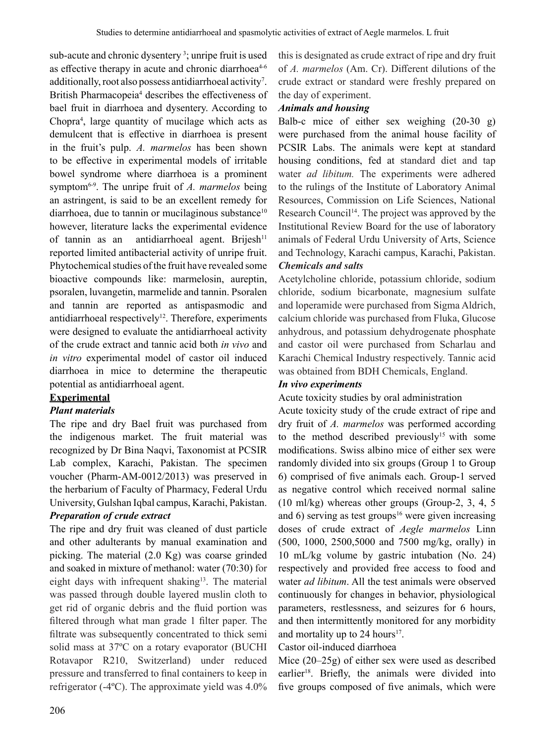sub-acute and chronic dysentery [3]; unripe fruit is used as effective therapy in acute and chronic diarrhoea[4-6] additionally, root also possess antidiarrhoeal activity[7]. British Pharmacopeia[4] describes the effectiveness of bael fruit in diarrhoea and dysentery. According to Chopra[4], large quantity of mucilage which acts as demulcent that is effective in diarrhoea is present in the fruit's pulp. *A. marmelos* has been shown to be effective in experimental models of irritable bowel syndrome where diarrhoea is a prominent symptom[6-9]. The unripe fruit of *A. marmelos* being an astringent, is said to be an excellent remedy for diarrhoea, due to tannin or mucilaginous substance[10] however, literature lacks the experimental evidence of tannin as an antidiarrhoeal agent. Brijesh[11] reported limited antibacterial activity of unripe fruit. Phytochemical studies of the fruit have revealed some bioactive compounds like: marmelosin, aureptin, psoralen, luvangetin, marmelide and tannin. Psoralen and tannin are reported as antispasmodic and antidiarrhoeal respectively[12]. Therefore, experiments were designed to evaluate the antidiarrhoeal activity of the crude extract and tannic acid both *in vivo* and *in vitro* experimental model of castor oil induced diarrhoea in mice to determine the therapeutic potential as antidiarrhoeal agent.

## Experimental

### *Plant materials*

The ripe and dry Bael fruit was purchased from the indigenous market. The fruit material was recognized by Dr Bina Naqvi, Taxonomist at PCSIR Lab complex, Karachi, Pakistan. The specimen voucher (Pharm-AM-0012/2013) was preserved in the herbarium of Faculty of Pharmacy, Federal Urdu University, Gulshan Iqbal campus, Karachi, Pakistan.

### *Preparation of crude extract*

The ripe and dry fruit was cleaned of dust particle and other adulterants by manual examination and picking. The material (2.0 Kg) was coarse grinded and soaked in mixture of methanol: water (70:30) for eight days with infrequent shaking[13]. The material was passed through double layered muslin cloth to get rid of organic debris and the fluid portion was filtered through what man grade 1 filter paper. The filtrate was subsequently concentrated to thick semi solid mass at 37ºC on a rotary evaporator (BUCHI Rotavapor R210, Switzerland) under reduced pressure and transferred to final containers to keep in refrigerator (-4ºC). The approximate yield was 4.0% this is designated as crude extract of ripe and dry fruit of *A. marmelos* (Am. Cr). Different dilutions of the crude extract or standard were freshly prepared on the day of experiment.

### *Animals and housing*

Balb-c mice of either sex weighing (20-30 g) were purchased from the animal house facility of PCSIR Labs. The animals were kept at standard housing conditions, fed at standard diet and tap water *ad libitum.* The experiments were adhered to the rulings of the Institute of Laboratory Animal Resources, Commission on Life Sciences, National Research Council[14]. The project was approved by the Institutional Review Board for the use of laboratory animals of Federal Urdu University of Arts, Science and Technology, Karachi campus, Karachi, Pakistan.

### *Chemicals and salts*

Acetylcholine chloride, potassium chloride, sodium chloride, sodium bicarbonate, magnesium sulfate and loperamide were purchased from Sigma Aldrich, calcium chloride was purchased from Fluka, Glucose anhydrous, and potassium dehydrogenate phosphate and castor oil were purchased from Scharlau and Karachi Chemical Industry respectively. Tannic acid was obtained from BDH Chemicals, England.

### *In vivo experiments*

Acute toxicity studies by oral administration

Acute toxicity study of the crude extract of ripe and dry fruit of *A. marmelos* was performed according to the method described previously[15] with some modifications. Swiss albino mice of either sex were randomly divided into six groups (Group 1 to Group 6) comprised of five animals each. Group-1 served as negative control which received normal saline (10 ml/kg) whereas other groups (Group-2, 3, 4, 5 and 6) serving as test groups[16] were given increasing doses of crude extract of *Aegle marmelos* Linn (500, 1000, 2500,5000 and 7500 mg/kg, orally) in 10 mL/kg volume by gastric intubation (No. 24) respectively and provided free access to food and water *ad libitum*. All the test animals were observed continuously for changes in behavior, physiological parameters, restlessness, and seizures for 6 hours, and then intermittently monitored for any morbidity and mortality up to 24 hours[17].

Castor oil-induced diarrhoea

Mice (20–25g) of either sex were used as described earlier[18]. Briefly, the animals were divided into five groups composed of five animals, which were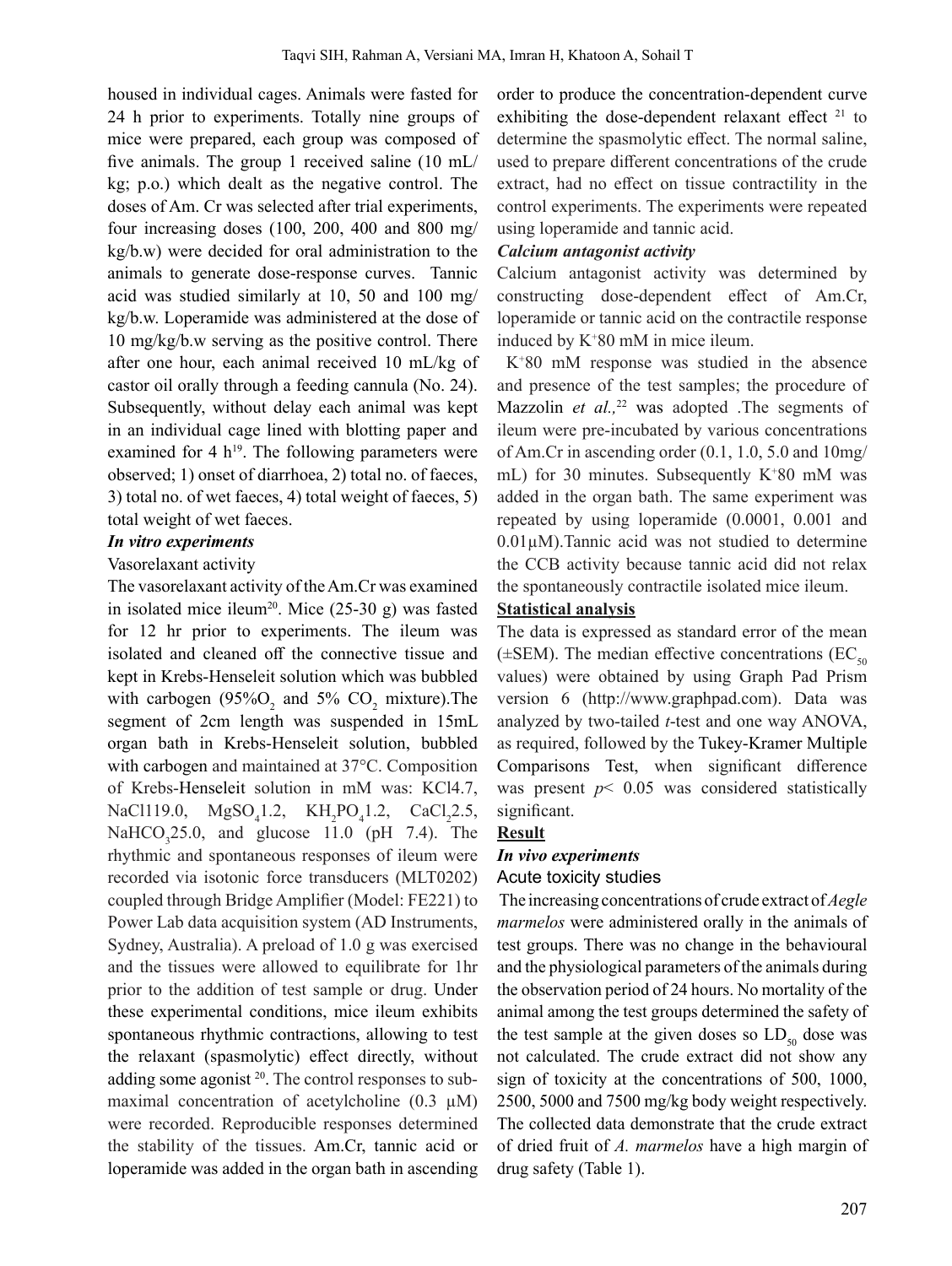housed in individual cages. Animals were fasted for 24 h prior to experiments. Totally nine groups of mice were prepared, each group was composed of five animals. The group 1 received saline (10 mL/kg; p.o.) which dealt as the negative control. The doses of Am. Cr was selected after trial experiments, four increasing doses (100, 200, 400 and 800 mg/kg/b.w) were decided for oral administration to the animals to generate dose-response curves. Tannic acid was studied similarly at 10, 50 and 100 mg/kg/b.w. Loperamide was administered at the dose of 10 mg/kg/b.w serving as the positive control. There after one hour, each animal received 10 mL/kg of castor oil orally through a feeding cannula (No. 24). Subsequently, without delay each animal was kept in an individual cage lined with blotting paper and examined for 4 h[19]. The following parameters were observed; 1) onset of diarrhoea, 2) total no. of faeces, 3) total no. of wet faeces, 4) total weight of faeces, 5) total weight of wet faeces.

***In vitro experiments***

Vasorelaxant activity

The vasorelaxant activity of the Am.Cr was examined in isolated mice ileum[20]. Mice (25-30 g) was fasted for 12 hr prior to experiments. The ileum was isolated and cleaned off the connective tissue and kept in Krebs-Henseleit solution which was bubbled with carbogen (95% $O_2$ and 5% $CO_2$ mixture).The segment of 2cm length was suspended in 15mL organ bath in Krebs-Henseleit solution, bubbled with carbogen and maintained at 37°C. Composition of Krebs-Henseleit solution in mM was: KCl4.7, NaCl119.0, $MgSO_4$1.2, $KH_2PO_4$1.2, $CaCl_2$2.5, $NaHCO_3$25.0, and glucose 11.0 (pH 7.4). The rhythmic and spontaneous responses of ileum were recorded via isotonic force transducers (MLT0202) coupled through Bridge Amplifier (Model: FE221) to Power Lab data acquisition system (AD Instruments, Sydney, Australia). A preload of 1.0 g was exercised and the tissues were allowed to equilibrate for 1hr prior to the addition of test sample or drug. Under these experimental conditions, mice ileum exhibits spontaneous rhythmic contractions, allowing to test the relaxant (spasmolytic) effect directly, without adding some agonist [20]. The control responses to sub-maximal concentration of acetylcholine (0.3 µM) were recorded. Reproducible responses determined the stability of the tissues. Am.Cr, tannic acid or loperamide was added in the organ bath in ascending order to produce the concentration-dependent curve exhibiting the dose-dependent relaxant effect [21] to determine the spasmolytic effect. The normal saline, used to prepare different concentrations of the crude extract, had no effect on tissue contractility in the control experiments. The experiments were repeated using loperamide and tannic acid.

***Calcium antagonist activity***

Calcium antagonist activity was determined by constructing dose-dependent effect of Am.Cr, loperamide or tannic acid on the contractile response induced by $K^+$80 mM in mice ileum.

$K^+$80 mM response was studied in the absence and presence of the test samples; the procedure of Mazzolin *et al.,*[22] was adopted .The segments of ileum were pre-incubated by various concentrations of Am.Cr in ascending order (0.1, 1.0, 5.0 and 10mg/mL) for 30 minutes. Subsequently $K^+$80 mM was added in the organ bath. The same experiment was repeated by using loperamide (0.0001, 0.001 and 0.01µM).Tannic acid was not studied to determine the CCB activity because tannic acid did not relax the spontaneously contractile isolated mice ileum.

**Statistical analysis**

The data is expressed as standard error of the mean (±SEM). The median effective concentrations ($EC_{50}$ values) were obtained by using Graph Pad Prism version 6 (http://www.graphpad.com). Data was analyzed by two-tailed *t*-test and one way ANOVA, as required, followed by the Tukey-Kramer Multiple Comparisons Test, when significant difference was present $p < 0.05$ was considered statistically significant.

**Result**

***In vivo experiments***

Acute toxicity studies

The increasing concentrations of crude extract of *Aegle marmelos* were administered orally in the animals of test groups. There was no change in the behavioural and the physiological parameters of the animals during the observation period of 24 hours. No mortality of the animal among the test groups determined the safety of the test sample at the given doses so $LD_{50}$ dose was not calculated. The crude extract did not show any sign of toxicity at the concentrations of 500, 1000, 2500, 5000 and 7500 mg/kg body weight respectively. The collected data demonstrate that the crude extract of dried fruit of *A. marmelos* have a high margin of drug safety (Table 1).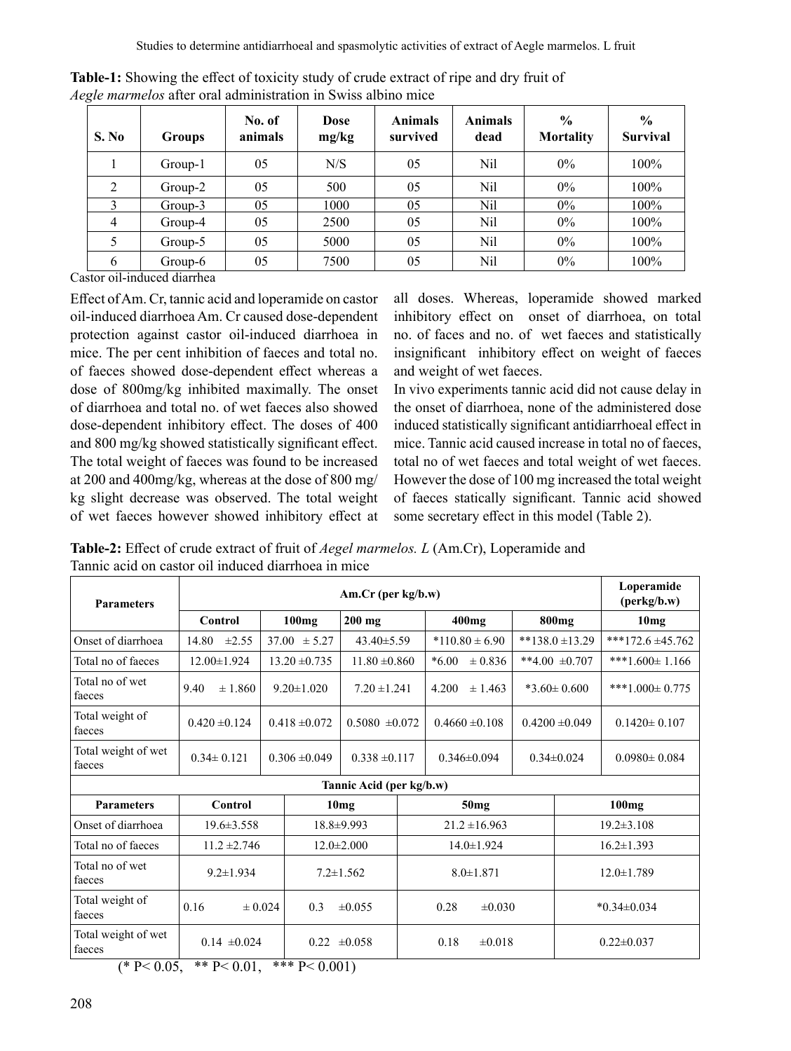**Table-1:** Showing the effect of toxicity study of crude extract of ripe and dry fruit of *Aegle marmelos* after oral administration in Swiss albino mice

| S. No | Groups | No. of animals | Dose mg/kg | Animals survived | Animals dead | % Mortality | % Survival |
|---|---|---|---|---|---|---|---|
| 1 | Group-1 | 05 | N/S | 05 | Nil | 0% | 100% |
| 2 | Group-2 | 05 | 500 | 05 | Nil | 0% | 100% |
| 3 | Group-3 | 05 | 1000 | 05 | Nil | 0% | 100% |
| 4 | Group-4 | 05 | 2500 | 05 | Nil | 0% | 100% |
| 5 | Group-5 | 05 | 5000 | 05 | Nil | 0% | 100% |
| 6 | Group-6 | 05 | 7500 | 05 | Nil | 0% | 100% |

Castor oil-induced diarrhea

Effect of Am. Cr, tannic acid and loperamide on castor oil-induced diarrhoea Am. Cr caused dose-dependent protection against castor oil-induced diarrhoea in mice. The per cent inhibition of faeces and total no. of faeces showed dose-dependent effect whereas a dose of 800mg/kg inhibited maximally. The onset of diarrhoea and total no. of wet faeces also showed dose-dependent inhibitory effect. The doses of 400 and 800 mg/kg showed statistically significant effect. The total weight of faeces was found to be increased at 200 and 400mg/kg, whereas at the dose of 800 mg/kg slight decrease was observed. The total weight of wet faeces however showed inhibitory effect at all doses. Whereas, loperamide showed marked inhibitory effect on onset of diarrhoea, on total no. of faces and no. of wet faeces and statistically insignificant inhibitory effect on weight of faeces and weight of wet faeces.

In vivo experiments tannic acid did not cause delay in the onset of diarrhoea, none of the administered dose induced statistically significant antidiarrhoeal effect in mice. Tannic acid caused increase in total no of faeces, total no of wet faeces and total weight of wet faeces. However the dose of 100 mg increased the total weight of faeces statically significant. Tannic acid showed some secretary effect in this model (Table 2).

**Table-2:** Effect of crude extract of fruit of *Aegel marmelos. L* (Am.Cr), Loperamide and Tannic acid on castor oil induced diarrhoea in mice

| Parameters | Am.Cr (per kg/b.w) | | | | | Loperamide (perkg/b.w) |
|---|---|---|---|---|---|---|
| | Control | 100mg | 200 mg | 400mg | 800mg | 10mg |
| Onset of diarrhoea | 14.80 ±2.55 | 37.00 ± 5.27 | 43.40±5.59 | *110.80 ± 6.90 | **138.0 ±13.29 | ***172.6 ±45.762 |
| Total no of faeces | 12.00±1.924 | 13.20 ±0.735 | 11.80 ±0.860 | *6.00 ± 0.836 | **4.00 ±0.707 | ***1.600± 1.166 |
| Total no of wet faeces | 9.40 ± 1.860 | 9.20±1.020 | 7.20 ±1.241 | 4.200 ± 1.463 | *3.60± 0.600 | ***1.000± 0.775 |
| Total weight of faeces | 0.420 ±0.124 | 0.418 ±0.072 | 0.5080 ±0.072 | 0.4660 ±0.108 | 0.4200 ±0.049 | 0.1420± 0.107 |
| Total weight of wet faeces | 0.34± 0.121 | 0.306 ±0.049 | 0.338 ±0.117 | 0.346±0.094 | 0.34±0.024 | 0.0980± 0.084 |

| Tannic Acid (per kg/b.w) | | | | |
|---|---|---|---|---|
| **Parameters** | **Control** | **10mg** | **50mg** | **100mg** |
| Onset of diarrhoea | 19.6±3.558 | 18.8±9.993 | 21.2 ±16.963 | 19.2±3.108 |
| Total no of faeces | 11.2 ±2.746 | 12.0±2.000 | 14.0±1.924 | 16.2±1.393 |
| Total no of wet faeces | 9.2±1.934 | 7.2±1.562 | 8.0±1.871 | 12.0±1.789 |
| Total weight of faeces | 0.16 ± 0.024 | 0.3 ±0.055 | 0.28 ±0.030 | *0.34±0.034 |
| Total weight of wet faeces | 0.14 ±0.024 | 0.22 ±0.058 | 0.18 ±0.018 | 0.22±0.037 |

(* $P< 0.05$, ** $P< 0.01$, *** $P< 0.001$)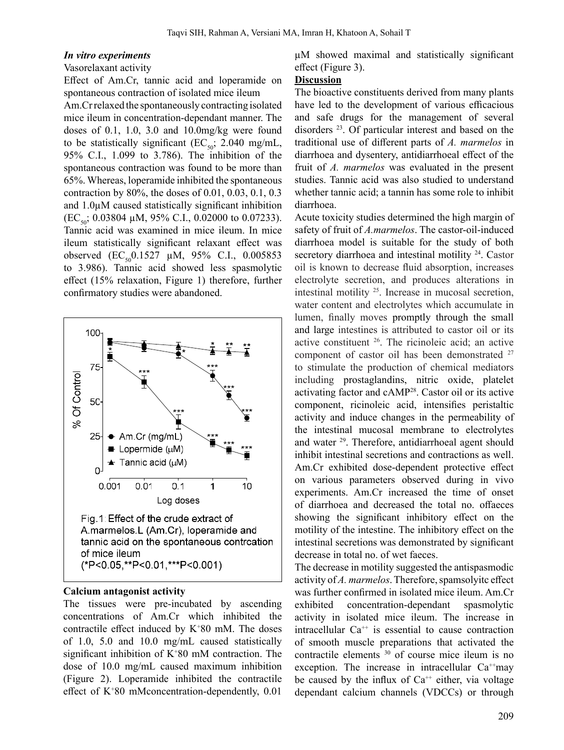***In vitro experiments***

Vasorelaxant activity

Effect of Am.Cr, tannic acid and loperamide on spontaneous contraction of isolated mice ileum

Am.Cr relaxed the spontaneously contracting isolated mice ileum in concentration-dependant manner. The doses of 0.1, 1.0, 3.0 and 10.0mg/kg were found to be statistically significant ($EC_{50}$; 2.040 mg/mL, 95% C.I., 1.099 to 3.786). The inhibition of the spontaneous contraction was found to be more than 65%. Whereas, loperamide inhibited the spontaneous contraction by 80%, the doses of 0.01, 0.03, 0.1, 0.3 and 1.0μM caused statistically significant inhibition ($EC_{50}$; 0.03804 μM, 95% C.I., 0.02000 to 0.07233). Tannic acid was examined in mice ileum. In mice ileum statistically significant relaxant effect was observed ($EC_{50}$0.1527 μM, 95% C.I., 0.005853 to 3.986). Tannic acid showed less spasmolytic effect (15% relaxation, Figure 1) therefore, further confirmatory studies were abandoned.

Fig.1: Effect of the crude extract of A.marmelos.L (Am.Cr), loperamide and tannic acid on the spontaneous contrcation of mice ileum (*P<0.05,**P<0.01,***P<0.001)

**Calcium antagonist activity**

The tissues were pre-incubated by ascending concentrations of Am.Cr which inhibited the contractile effect induced by $K^+$80 mM. The doses of 1.0, 5.0 and 10.0 mg/mL caused statistically significant inhibition of $K^+$80 mM contraction. The dose of 10.0 mg/mL caused maximum inhibition (Figure 2). Loperamide inhibited the contractile effect of $K^+$80 mMconcentration-dependently, 0.01 μM showed maximal and statistically significant effect (Figure 3).

**Discussion**

The bioactive constituents derived from many plants have led to the development of various efficacious and safe drugs for the management of several disorders [23]. Of particular interest and based on the traditional use of different parts of *A. marmelos* in diarrhoea and dysentery, antidiarrhoeal effect of the fruit of *A. marmelos* was evaluated in the present studies. Tannic acid was also studied to understand whether tannic acid; a tannin has some role to inhibit diarrhoea.

Acute toxicity studies determined the high margin of safety of fruit of *A.marmelos*. The castor-oil-induced diarrhoea model is suitable for the study of both secretory diarrhoea and intestinal motility [24]. Castor oil is known to decrease fluid absorption, increases electrolyte secretion, and produces alterations in intestinal motility [25]. Increase in mucosal secretion, water content and electrolytes which accumulate in lumen, finally moves promptly through the small and large intestines is attributed to castor oil or its active constituent [26]. The ricinoleic acid; an active component of castor oil has been demonstrated [27] to stimulate the production of chemical mediators including prostaglandins, nitric oxide, platelet activating factor and cAMP[28]. Castor oil or its active component, ricinoleic acid, intensifies peristaltic activity and induce changes in the permeability of the intestinal mucosal membrane to electrolytes and water [29]. Therefore, antidiarrhoeal agent should inhibit intestinal secretions and contractions as well. Am.Cr exhibited dose-dependent protective effect on various parameters observed during in vivo experiments. Am.Cr increased the time of onset of diarrhoea and decreased the total no. offaeces showing the significant inhibitory effect on the motility of the intestine. The inhibitory effect on the intestinal secretions was demonstrated by significant decrease in total no. of wet faeces.

The decrease in motility suggested the antispasmodic activity of *A. marmelos*. Therefore, spamsolyitc effect was further confirmed in isolated mice ileum. Am.Cr exhibited concentration-dependant spasmolytic activity in isolated mice ileum. The increase in intracellular $Ca^{++}$ is essential to cause contraction of smooth muscle preparations that activated the contractile elements [30] of course mice ileum is no exception. The increase in intracellular $Ca^{++}$may be caused by the influx of $Ca^{++}$ either, via voltage dependant calcium channels (VDCCs) or through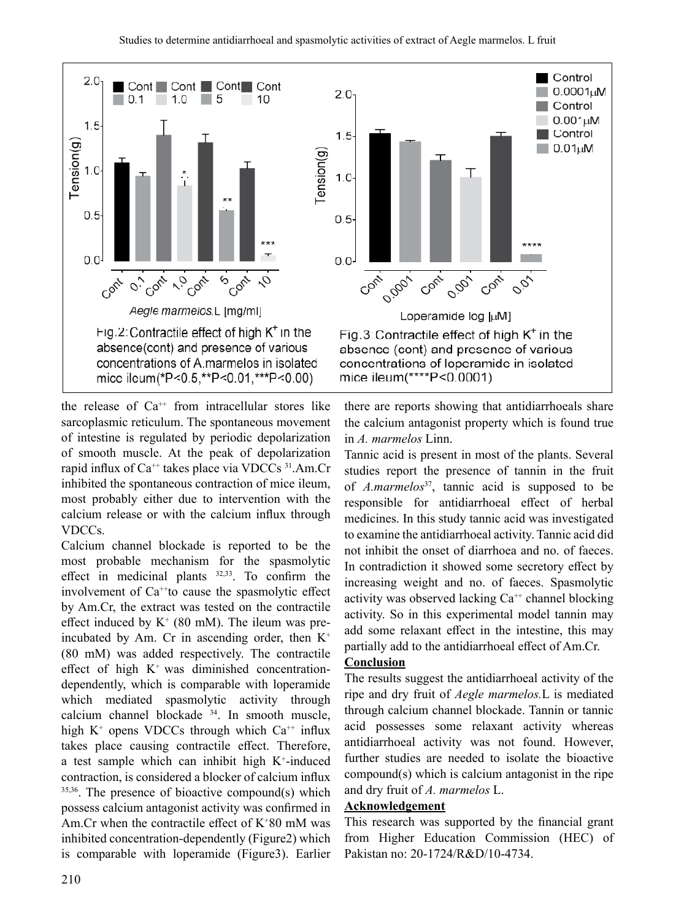Fig.2: Contractile effect of high $K^+$ in the absence(cont) and presence of various concentrations of A.marmelos in isolated mice ileum(*P<0.5,**P<0.01,***P<0.00)

Fig.3: Contractile effect of high $K^+$ in the absence (cont) and presence of various concentrations of loperamide in isolated mice ileum(****P<0.0001)

the release of $Ca^{++}$ from intracellular stores like sarcoplasmic reticulum. The spontaneous movement of intestine is regulated by periodic depolarization of smooth muscle. At the peak of depolarization rapid influx of $Ca^{++}$ takes place via VDCCs [31].Am.Cr inhibited the spontaneous contraction of mice ileum, most probably either due to intervention with the calcium release or with the calcium influx through VDCCs.

Calcium channel blockade is reported to be the most probable mechanism for the spasmolytic effect in medicinal plants [32,33]. To confirm the involvement of $Ca^{++}$to cause the spasmolytic effect by Am.Cr, the extract was tested on the contractile effect induced by $K^+$ (80 mM). The ileum was pre-incubated by Am. Cr in ascending order, then $K^+$ (80 mM) was added respectively. The contractile effect of high $K^+$ was diminished concentration-dependently, which is comparable with loperamide which mediated spasmolytic activity through calcium channel blockade [34]. In smooth muscle, high $K^+$ opens VDCCs through which $Ca^{++}$ influx takes place causing contractile effect. Therefore, a test sample which can inhibit high $K^+$-induced contraction, is considered a blocker of calcium influx [35,36]. The presence of bioactive compound(s) which possess calcium antagonist activity was confirmed in Am.Cr when the contractile effect of $K^+$80 mM was inhibited concentration-dependently (Figure2) which is comparable with loperamide (Figure3). Earlier there are reports showing that antidiarrhoeals share the calcium antagonist property which is found true in *A. marmelos* Linn.

Tannic acid is present in most of the plants. Several studies report the presence of tannin in the fruit of *A.marmelos*[37], tannic acid is supposed to be responsible for antidiarrhoeal effect of herbal medicines. In this study tannic acid was investigated to examine the antidiarrhoeal activity. Tannic acid did not inhibit the onset of diarrhoea and no. of faeces. In contradiction it showed some secretory effect by increasing weight and no. of faeces. Spasmolytic activity was observed lacking $Ca^{++}$ channel blocking activity. So in this experimental model tannin may add some relaxant effect in the intestine, this may partially add to the antidiarrhoeal effect of Am.Cr.

## Conclusion

The results suggest the antidiarrhoeal activity of the ripe and dry fruit of *Aegle marmelos.*L is mediated through calcium channel blockade. Tannin or tannic acid possesses some relaxant activity whereas antidiarrhoeal activity was not found. However, further studies are needed to isolate the bioactive compound(s) which is calcium antagonist in the ripe and dry fruit of *A. marmelos* L.

## Acknowledgement

This research was supported by the financial grant from Higher Education Commission (HEC) of Pakistan no: 20-1724/R&D/10-4734.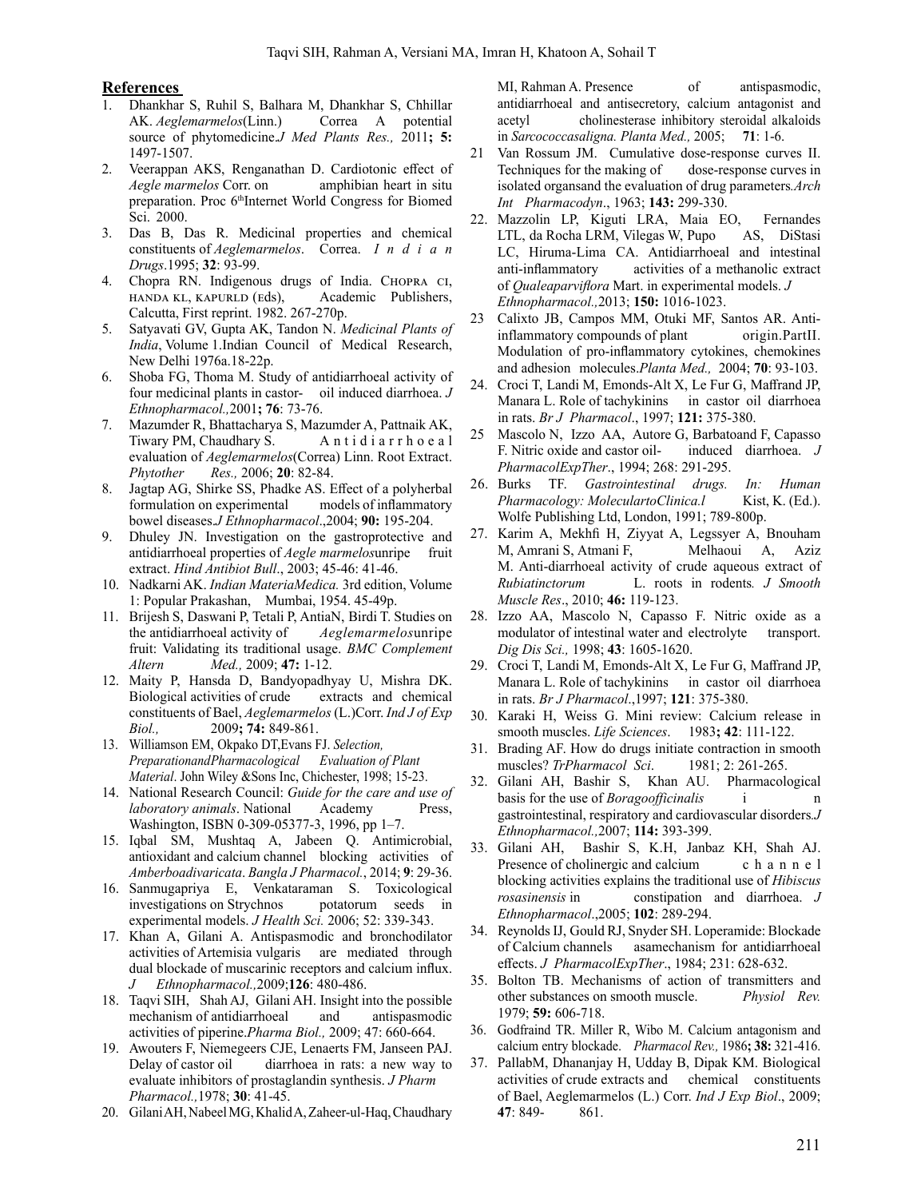## References

1. Dhankhar S, Ruhil S, Balhara M, Dhankhar S, Chhillar AK. *Aeglemarmelos*(Linn.) Correa A potential source of phytomedicine.*J Med Plants Res.,* 2011**; 5:** 1497-1507.
2. Veerappan AKS, Renganathan D. Cardiotonic effect of *Aegle marmelos* Corr. on amphibian heart in situ preparation. Proc 6thInternet World Congress for Biomed Sci. 2000.
3. Das B, Das R. Medicinal properties and chemical constituents of *Aeglemarmelos*. Correa. *Indian Drugs*.1995; **32**: 93-99.
4. Chopra RN. Indigenous drugs of India. Chopra ci, handa kl, kapurld (eds), Academic Publishers, Calcutta, First reprint. 1982. 267-270p.
5. Satyavati GV, Gupta AK, Tandon N. *Medicinal Plants of India*, Volume 1.Indian Council of Medical Research, New Delhi 1976a.18-22p.
6. Shoba FG, Thoma M. Study of antidiarrhoeal activity of four medicinal plants in castor- oil induced diarrhoea. *J Ethnopharmacol.,*2001**; 76**: 73-76.
7. Mazumder R, Bhattacharya S, Mazumder A, Pattnaik AK, Tiwary PM, Chaudhary S. Antidiarrhoeal evaluation of *Aeglemarmelos*(Correa) Linn. Root Extract. *Phytother Res.,* 2006; **20**: 82-84.
8. Jagtap AG, Shirke SS, Phadke AS. Effect of a polyherbal formulation on experimental models of inflammatory bowel diseases.*J Ethnopharmacol*.,2004; **90:** 195-204.
9. Dhuley JN. Investigation on the gastroprotective and antidiarrhoeal properties of *Aegle marmelos*unripe fruit extract. *Hind Antibiot Bull*., 2003; 45-46: 41-46.
10. Nadkarni AK. *Indian MateriaMedica.* 3rd edition, Volume 1: Popular Prakashan, Mumbai, 1954. 45-49p.
11. Brijesh S, Daswani P, Tetali P, AntiaN, Birdi T. Studies on the antidiarrhoeal activity of *Aeglemarmelos*unripe fruit: Validating its traditional usage. *BMC Complement Altern Med.,* 2009; **47:** 1-12.
12. Maity P, Hansda D, Bandyopadhyay U, Mishra DK. Biological activities of crude extracts and chemical constituents of Bael, *Aeglemarmelos* (L.)Corr. *Ind J of Exp Biol.,* 2009**; 74:** 849-861.
13. Williamson EM, Okpako DT,Evans FJ. *Selection, PreparationandPharmacological Evaluation of Plant Material*. John Wiley &Sons Inc, Chichester, 1998; 15-23.
14. National Research Council: *Guide for the care and use of laboratory animals*. National Academy Press, Washington, ISBN 0-309-05377-3, 1996, pp 1–7.
15. Iqbal SM, Mushtaq A, Jabeen Q. Antimicrobial, antioxidant and calcium channel blocking activities of *Amberboadivaricata*. *Bangla J Pharmacol.*, 2014; **9**: 29-36.
16. Sanmugapriya E, Venkataraman S. Toxicological investigations on Strychnos potatorum seeds in experimental models. *J Health Sci.* 2006; 52: 339-343.
17. Khan A, Gilani A. Antispasmodic and bronchodilator activities of Artemisia vulgaris are mediated through dual blockade of muscarinic receptors and calcium influx. *J Ethnopharmacol.,*2009;**126**: 480-486.
18. Taqvi SIH, Shah AJ, Gilani AH. Insight into the possible mechanism of antidiarrhoeal and antispasmodic activities of piperine.*Pharma Biol.,* 2009; 47: 660-664.
19. Awouters F, Niemegeers CJE, Lenaerts FM, Janseen PAJ. Delay of castor oil diarrhoea in rats: a new way to evaluate inhibitors of prostaglandin synthesis. *J Pharm Pharmacol.,*1978; **30**: 41-45.
20. GilaniAH, NabeelMG, KhalidA, Zaheer-ul-Haq, Chaudhary MI, Rahman A. Presence of antispasmodic, antidiarrhoeal and antisecretory, calcium antagonist and acetyl cholinesterase inhibitory steroidal alkaloids in *Sarcococcasaligna. Planta Med.,* 2005; **71**: 1-6.
21. Van Rossum JM. Cumulative dose-response curves II. Techniques for the making of dose-response curves in isolated organsand the evaluation of drug parameters*.Arch Int Pharmacodyn*., 1963; **143:** 299-330.
22. Mazzolin LP, Kiguti LRA, Maia EO, Fernandes LTL, da Rocha LRM, Vilegas W, Pupo AS, DiStasi LC, Hiruma-Lima CA. Antidiarrhoeal and intestinal anti-inflammatory activities of a methanolic extract of *Qualeaparviflora* Mart. in experimental models. *J Ethnopharmacol.,*2013; **150:** 1016-1023.
23. Calixto JB, Campos MM, Otuki MF, Santos AR. Anti-inflammatory compounds of plant origin.PartII. Modulation of pro-inflammatory cytokines, chemokines and adhesion molecules.*Planta Med.,* 2004; **70**: 93-103.
24. Croci T, Landi M, Emonds-Alt X, Le Fur G, Maffrand JP, Manara L. Role of tachykinins in castor oil diarrhoea in rats. *Br J Pharmacol*., 1997; **121:** 375-380.
25. Mascolo N, Izzo AA, Autore G, Barbatoand F, Capasso F. Nitric oxide and castor oil- induced diarrhoea. *J PharmacolExpTher*., 1994; 268: 291-295.
26. Burks TF. *Gastrointestinal drugs. In: Human Pharmacology: MoleculartoClinica.l* Kist, K. (Ed.). Wolfe Publishing Ltd, London, 1991; 789-800p.
27. Karim A, Mekhfi H, Ziyyat A, Legssyer A, Bnouham M, Amrani S, Atmani F, Melhaoui A, Aziz M. Anti-diarrhoeal activity of crude aqueous extract of *Rubiatinctorum* L. roots in rodents*. J Smooth Muscle Res*., 2010; **46:** 119-123.
28. Izzo AA, Mascolo N, Capasso F. Nitric oxide as a modulator of intestinal water and electrolyte transport. *Dig Dis Sci.,* 1998; **43**: 1605-1620.
29. Croci T, Landi M, Emonds-Alt X, Le Fur G, Maffrand JP, Manara L. Role of tachykinins in castor oil diarrhoea in rats. *Br J Pharmacol*.,1997; **121**: 375-380.
30. Karaki H, Weiss G. Mini review: Calcium release in smooth muscles. *Life Sciences*. 1983**; 42**: 111-122.
31. Brading AF. How do drugs initiate contraction in smooth muscles? *TrPharmacol Sci*. 1981; 2: 261-265.
32. Gilani AH, Bashir S, Khan AU. Pharmacological basis for the use of *Boragoofficinalis* in gastrointestinal, respiratory and cardiovascular disorders.*J Ethnopharmacol.,*2007; **114:** 393-399.
33. Gilani AH, Bashir S, K.H, Janbaz KH, Shah AJ. Presence of cholinergic and calcium channel blocking activities explains the traditional use of *Hibiscus rosasinensis* in constipation and diarrhoea. *J Ethnopharmacol*.,2005; **102**: 289-294.
34. Reynolds IJ, Gould RJ, Snyder SH. Loperamide: Blockade of Calcium channels asamechanism for antidiarrhoeal effects. *J PharmacolExpTher*., 1984; 231: 628-632.
35. Bolton TB. Mechanisms of action of transmitters and other substances on smooth muscle. *Physiol Rev.* 1979; **59:** 606-718.
36. Godfraind TR. Miller R, Wibo M. Calcium antagonism and calcium entry blockade. *Pharmacol Rev.,* 1986**; 38:** 321-416.
37. PallabM, Dhananjay H, Udday B, Dipak KM. Biological activities of crude extracts and chemical constituents of Bael, Aeglemarmelos (L.) Corr. *Ind J Exp Biol*., 2009; **47**: 849- 861.